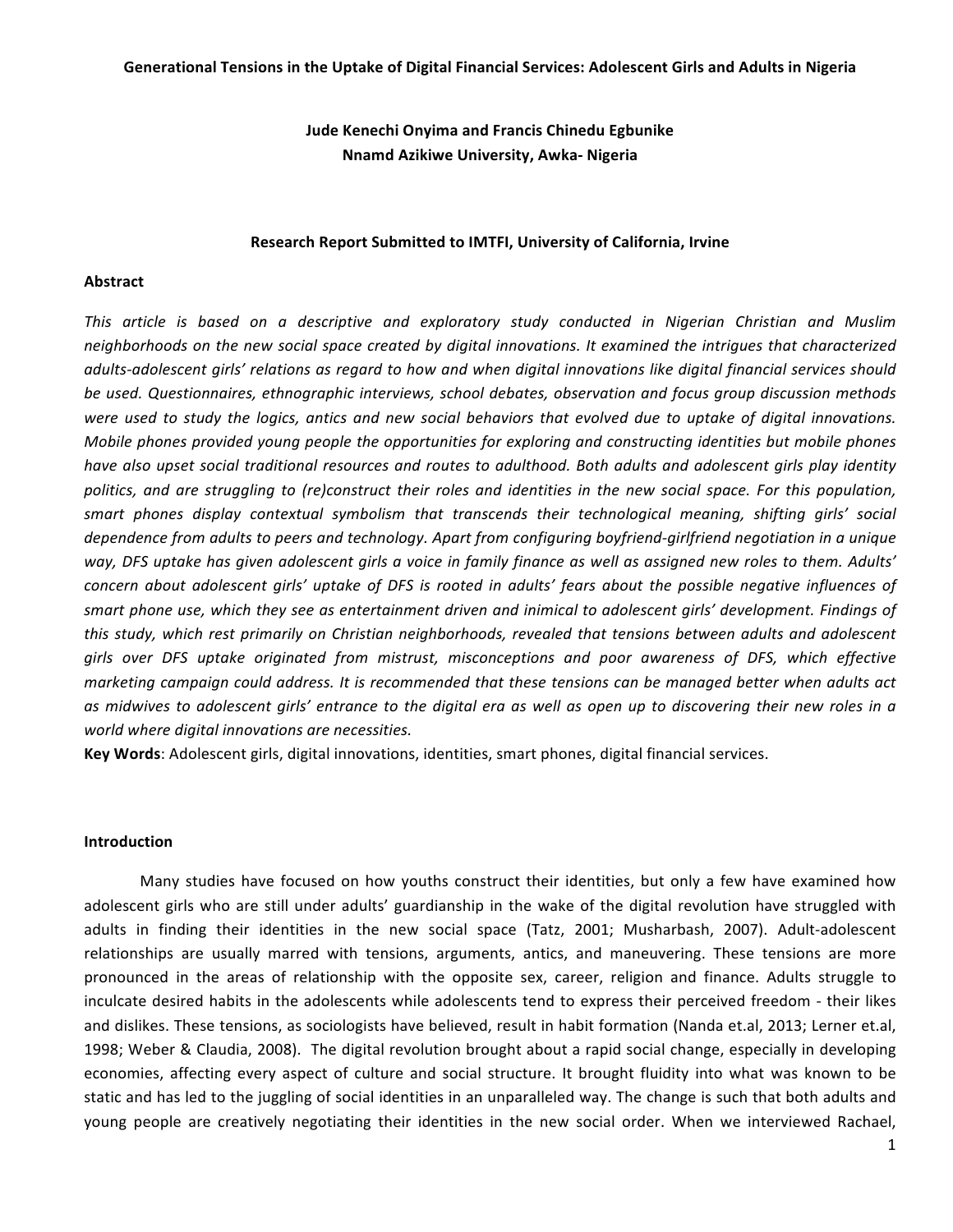# Generational Tensions in the Uptake of Digital Financial Services: Adolescent Girls and Adults in Nigeria

**Jude Kenechi Onyima and Francis Chinedu Egbunike**
**Nnamd Azikiwe University, Awka- Nigeria**

**Research Report Submitted to IMTFI, University of California, Irvine**

## Abstract

*This article is based on a descriptive and exploratory study conducted in Nigerian Christian and Muslim neighborhoods on the new social space created by digital innovations. It examined the intrigues that characterized adults-adolescent girls' relations as regard to how and when digital innovations like digital financial services should be used. Questionnaires, ethnographic interviews, school debates, observation and focus group discussion methods were used to study the logics, antics and new social behaviors that evolved due to uptake of digital innovations. Mobile phones provided young people the opportunities for exploring and constructing identities but mobile phones have also upset social traditional resources and routes to adulthood. Both adults and adolescent girls play identity politics, and are struggling to (re)construct their roles and identities in the new social space. For this population, smart phones display contextual symbolism that transcends their technological meaning, shifting girls' social dependence from adults to peers and technology. Apart from configuring boyfriend-girlfriend negotiation in a unique way, DFS uptake has given adolescent girls a voice in family finance as well as assigned new roles to them. Adults' concern about adolescent girls' uptake of DFS is rooted in adults' fears about the possible negative influences of smart phone use, which they see as entertainment driven and inimical to adolescent girls' development. Findings of this study, which rest primarily on Christian neighborhoods, revealed that tensions between adults and adolescent girls over DFS uptake originated from mistrust, misconceptions and poor awareness of DFS, which effective marketing campaign could address. It is recommended that these tensions can be managed better when adults act as midwives to adolescent girls' entrance to the digital era as well as open up to discovering their new roles in a world where digital innovations are necessities.*

**Key Words**: Adolescent girls, digital innovations, identities, smart phones, digital financial services.

## Introduction

Many studies have focused on how youths construct their identities, but only a few have examined how adolescent girls who are still under adults' guardianship in the wake of the digital revolution have struggled with adults in finding their identities in the new social space (Tatz, 2001; Musharbash, 2007). Adult-adolescent relationships are usually marred with tensions, arguments, antics, and maneuvering. These tensions are more pronounced in the areas of relationship with the opposite sex, career, religion and finance. Adults struggle to inculcate desired habits in the adolescents while adolescents tend to express their perceived freedom - their likes and dislikes. These tensions, as sociologists have believed, result in habit formation (Nanda et.al, 2013; Lerner et.al, 1998; Weber & Claudia, 2008). The digital revolution brought about a rapid social change, especially in developing economies, affecting every aspect of culture and social structure. It brought fluidity into what was known to be static and has led to the juggling of social identities in an unparalleled way. The change is such that both adults and young people are creatively negotiating their identities in the new social order. When we interviewed Rachael,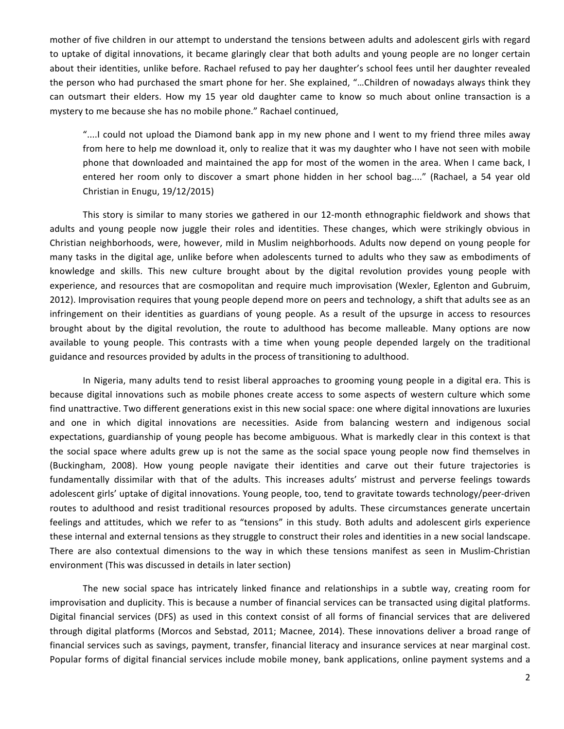mother of five children in our attempt to understand the tensions between adults and adolescent girls with regard to uptake of digital innovations, it became glaringly clear that both adults and young people are no longer certain about their identities, unlike before. Rachael refused to pay her daughter's school fees until her daughter revealed the person who had purchased the smart phone for her. She explained, "…Children of nowadays always think they can outsmart their elders. How my 15 year old daughter came to know so much about online transaction is a mystery to me because she has no mobile phone." Rachael continued,

> "....I could not upload the Diamond bank app in my new phone and I went to my friend three miles away from here to help me download it, only to realize that it was my daughter who I have not seen with mobile phone that downloaded and maintained the app for most of the women in the area. When I came back, I entered her room only to discover a smart phone hidden in her school bag...." (Rachael, a 54 year old Christian in Enugu, 19/12/2015)

This story is similar to many stories we gathered in our 12-month ethnographic fieldwork and shows that adults and young people now juggle their roles and identities. These changes, which were strikingly obvious in Christian neighborhoods, were, however, mild in Muslim neighborhoods. Adults now depend on young people for many tasks in the digital age, unlike before when adolescents turned to adults who they saw as embodiments of knowledge and skills. This new culture brought about by the digital revolution provides young people with experience, and resources that are cosmopolitan and require much improvisation (Wexler, Eglenton and Gubruim, 2012). Improvisation requires that young people depend more on peers and technology, a shift that adults see as an infringement on their identities as guardians of young people. As a result of the upsurge in access to resources brought about by the digital revolution, the route to adulthood has become malleable. Many options are now available to young people. This contrasts with a time when young people depended largely on the traditional guidance and resources provided by adults in the process of transitioning to adulthood.

In Nigeria, many adults tend to resist liberal approaches to grooming young people in a digital era. This is because digital innovations such as mobile phones create access to some aspects of western culture which some find unattractive. Two different generations exist in this new social space: one where digital innovations are luxuries and one in which digital innovations are necessities. Aside from balancing western and indigenous social expectations, guardianship of young people has become ambiguous. What is markedly clear in this context is that the social space where adults grew up is not the same as the social space young people now find themselves in (Buckingham, 2008). How young people navigate their identities and carve out their future trajectories is fundamentally dissimilar with that of the adults. This increases adults' mistrust and perverse feelings towards adolescent girls' uptake of digital innovations. Young people, too, tend to gravitate towards technology/peer-driven routes to adulthood and resist traditional resources proposed by adults. These circumstances generate uncertain feelings and attitudes, which we refer to as "tensions" in this study. Both adults and adolescent girls experience these internal and external tensions as they struggle to construct their roles and identities in a new social landscape. There are also contextual dimensions to the way in which these tensions manifest as seen in Muslim-Christian environment (This was discussed in details in later section)

The new social space has intricately linked finance and relationships in a subtle way, creating room for improvisation and duplicity. This is because a number of financial services can be transacted using digital platforms. Digital financial services (DFS) as used in this context consist of all forms of financial services that are delivered through digital platforms (Morcos and Sebstad, 2011; Macnee, 2014). These innovations deliver a broad range of financial services such as savings, payment, transfer, financial literacy and insurance services at near marginal cost. Popular forms of digital financial services include mobile money, bank applications, online payment systems and a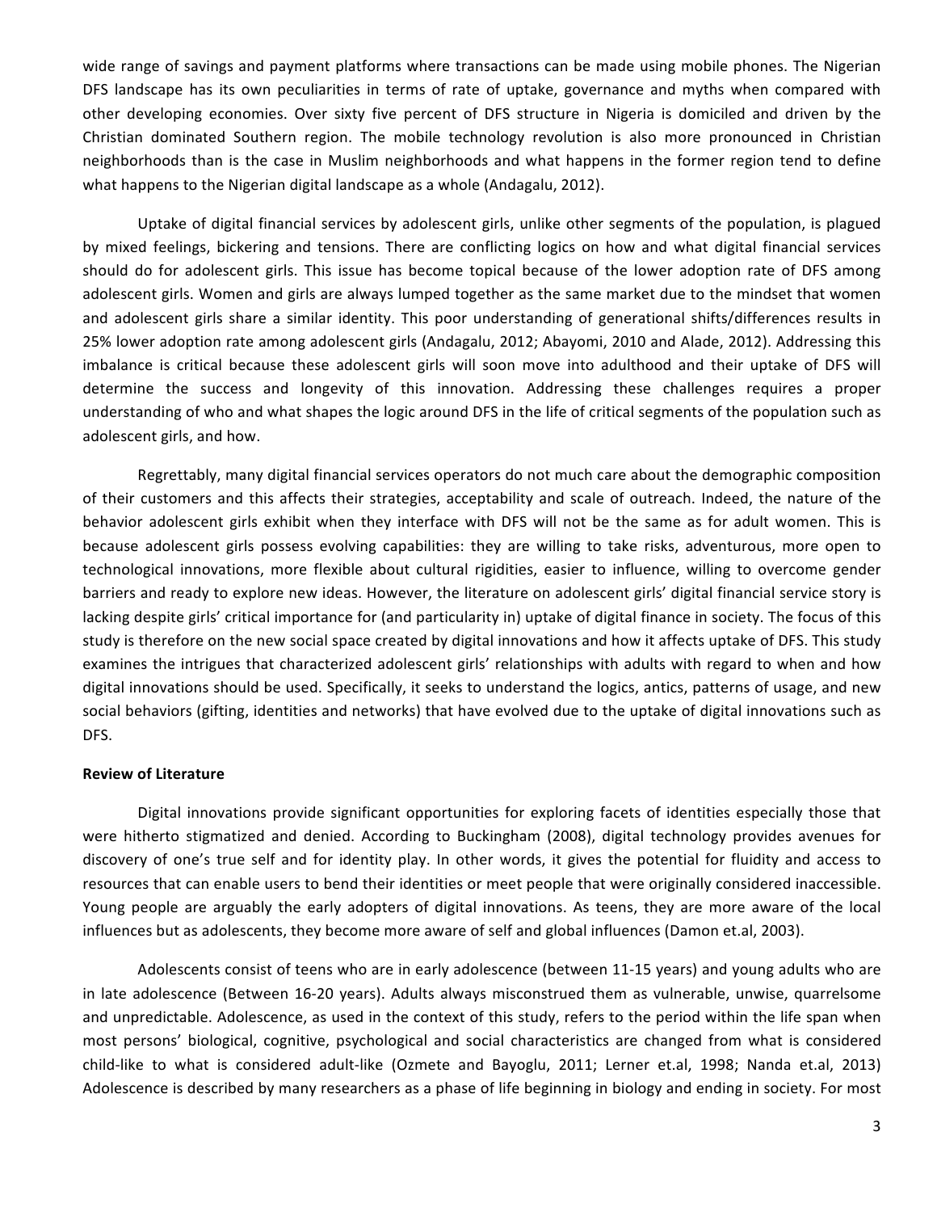wide range of savings and payment platforms where transactions can be made using mobile phones. The Nigerian DFS landscape has its own peculiarities in terms of rate of uptake, governance and myths when compared with other developing economies. Over sixty five percent of DFS structure in Nigeria is domiciled and driven by the Christian dominated Southern region. The mobile technology revolution is also more pronounced in Christian neighborhoods than is the case in Muslim neighborhoods and what happens in the former region tend to define what happens to the Nigerian digital landscape as a whole (Andagalu, 2012).

Uptake of digital financial services by adolescent girls, unlike other segments of the population, is plagued by mixed feelings, bickering and tensions. There are conflicting logics on how and what digital financial services should do for adolescent girls. This issue has become topical because of the lower adoption rate of DFS among adolescent girls. Women and girls are always lumped together as the same market due to the mindset that women and adolescent girls share a similar identity. This poor understanding of generational shifts/differences results in 25% lower adoption rate among adolescent girls (Andagalu, 2012; Abayomi, 2010 and Alade, 2012). Addressing this imbalance is critical because these adolescent girls will soon move into adulthood and their uptake of DFS will determine the success and longevity of this innovation. Addressing these challenges requires a proper understanding of who and what shapes the logic around DFS in the life of critical segments of the population such as adolescent girls, and how.

Regrettably, many digital financial services operators do not much care about the demographic composition of their customers and this affects their strategies, acceptability and scale of outreach. Indeed, the nature of the behavior adolescent girls exhibit when they interface with DFS will not be the same as for adult women. This is because adolescent girls possess evolving capabilities: they are willing to take risks, adventurous, more open to technological innovations, more flexible about cultural rigidities, easier to influence, willing to overcome gender barriers and ready to explore new ideas. However, the literature on adolescent girls' digital financial service story is lacking despite girls' critical importance for (and particularity in) uptake of digital finance in society. The focus of this study is therefore on the new social space created by digital innovations and how it affects uptake of DFS. This study examines the intrigues that characterized adolescent girls' relationships with adults with regard to when and how digital innovations should be used. Specifically, it seeks to understand the logics, antics, patterns of usage, and new social behaviors (gifting, identities and networks) that have evolved due to the uptake of digital innovations such as DFS.

**Review of Literature**

Digital innovations provide significant opportunities for exploring facets of identities especially those that were hitherto stigmatized and denied. According to Buckingham (2008), digital technology provides avenues for discovery of one's true self and for identity play. In other words, it gives the potential for fluidity and access to resources that can enable users to bend their identities or meet people that were originally considered inaccessible. Young people are arguably the early adopters of digital innovations. As teens, they are more aware of the local influences but as adolescents, they become more aware of self and global influences (Damon et.al, 2003).

Adolescents consist of teens who are in early adolescence (between 11-15 years) and young adults who are in late adolescence (Between 16-20 years). Adults always misconstrued them as vulnerable, unwise, quarrelsome and unpredictable. Adolescence, as used in the context of this study, refers to the period within the life span when most persons' biological, cognitive, psychological and social characteristics are changed from what is considered child-like to what is considered adult-like (Ozmete and Bayoglu, 2011; Lerner et.al, 1998; Nanda et.al, 2013) Adolescence is described by many researchers as a phase of life beginning in biology and ending in society. For most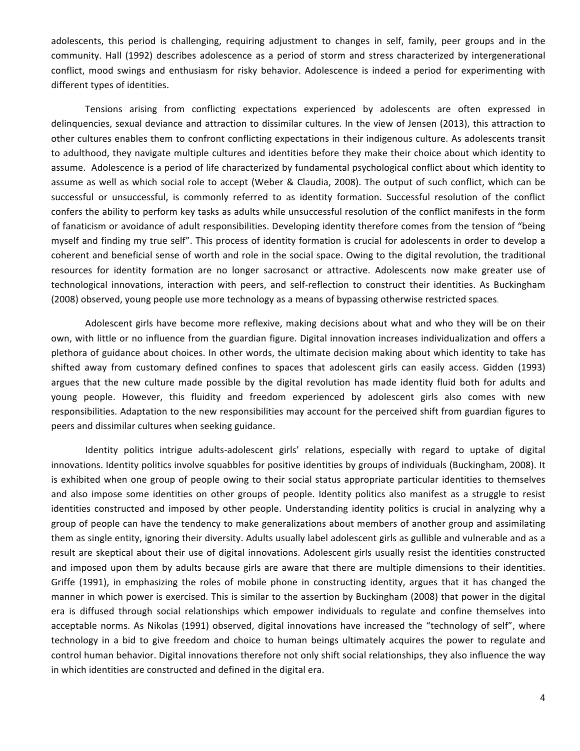adolescents, this period is challenging, requiring adjustment to changes in self, family, peer groups and in the community. Hall (1992) describes adolescence as a period of storm and stress characterized by intergenerational conflict, mood swings and enthusiasm for risky behavior. Adolescence is indeed a period for experimenting with different types of identities.

Tensions arising from conflicting expectations experienced by adolescents are often expressed in delinquencies, sexual deviance and attraction to dissimilar cultures. In the view of Jensen (2013), this attraction to other cultures enables them to confront conflicting expectations in their indigenous culture. As adolescents transit to adulthood, they navigate multiple cultures and identities before they make their choice about which identity to assume. Adolescence is a period of life characterized by fundamental psychological conflict about which identity to assume as well as which social role to accept (Weber & Claudia, 2008). The output of such conflict, which can be successful or unsuccessful, is commonly referred to as identity formation. Successful resolution of the conflict confers the ability to perform key tasks as adults while unsuccessful resolution of the conflict manifests in the form of fanaticism or avoidance of adult responsibilities. Developing identity therefore comes from the tension of "being myself and finding my true self". This process of identity formation is crucial for adolescents in order to develop a coherent and beneficial sense of worth and role in the social space. Owing to the digital revolution, the traditional resources for identity formation are no longer sacrosanct or attractive. Adolescents now make greater use of technological innovations, interaction with peers, and self-reflection to construct their identities. As Buckingham (2008) observed, young people use more technology as a means of bypassing otherwise restricted spaces.

Adolescent girls have become more reflexive, making decisions about what and who they will be on their own, with little or no influence from the guardian figure. Digital innovation increases individualization and offers a plethora of guidance about choices. In other words, the ultimate decision making about which identity to take has shifted away from customary defined confines to spaces that adolescent girls can easily access. Gidden (1993) argues that the new culture made possible by the digital revolution has made identity fluid both for adults and young people. However, this fluidity and freedom experienced by adolescent girls also comes with new responsibilities. Adaptation to the new responsibilities may account for the perceived shift from guardian figures to peers and dissimilar cultures when seeking guidance.

Identity politics intrigue adults-adolescent girls' relations, especially with regard to uptake of digital innovations. Identity politics involve squabbles for positive identities by groups of individuals (Buckingham, 2008). It is exhibited when one group of people owing to their social status appropriate particular identities to themselves and also impose some identities on other groups of people. Identity politics also manifest as a struggle to resist identities constructed and imposed by other people. Understanding identity politics is crucial in analyzing why a group of people can have the tendency to make generalizations about members of another group and assimilating them as single entity, ignoring their diversity. Adults usually label adolescent girls as gullible and vulnerable and as a result are skeptical about their use of digital innovations. Adolescent girls usually resist the identities constructed and imposed upon them by adults because girls are aware that there are multiple dimensions to their identities. Griffe (1991), in emphasizing the roles of mobile phone in constructing identity, argues that it has changed the manner in which power is exercised. This is similar to the assertion by Buckingham (2008) that power in the digital era is diffused through social relationships which empower individuals to regulate and confine themselves into acceptable norms. As Nikolas (1991) observed, digital innovations have increased the "technology of self", where technology in a bid to give freedom and choice to human beings ultimately acquires the power to regulate and control human behavior. Digital innovations therefore not only shift social relationships, they also influence the way in which identities are constructed and defined in the digital era.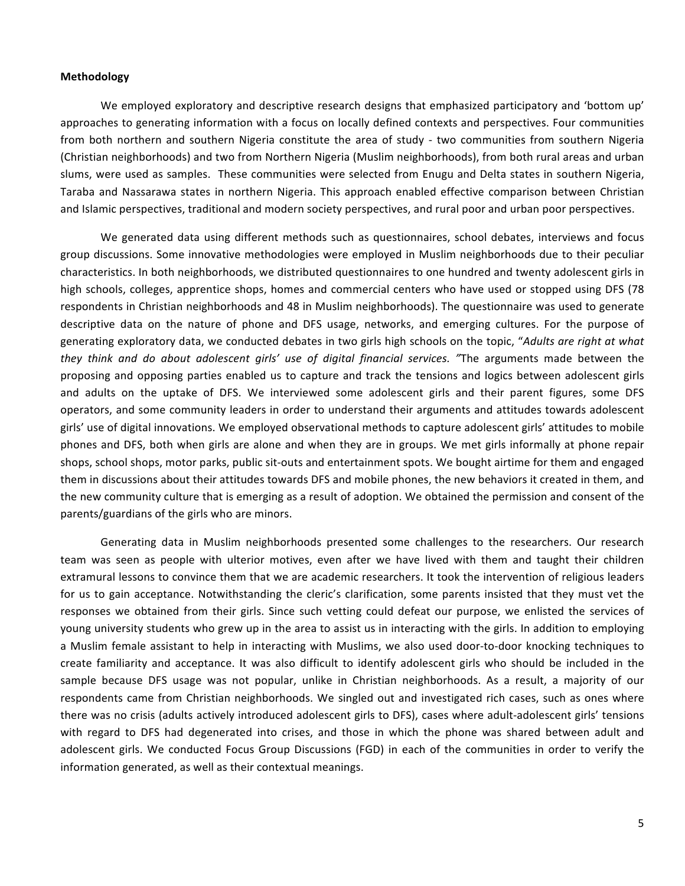**Methodology**

We employed exploratory and descriptive research designs that emphasized participatory and 'bottom up' approaches to generating information with a focus on locally defined contexts and perspectives. Four communities from both northern and southern Nigeria constitute the area of study - two communities from southern Nigeria (Christian neighborhoods) and two from Northern Nigeria (Muslim neighborhoods), from both rural areas and urban slums, were used as samples. These communities were selected from Enugu and Delta states in southern Nigeria, Taraba and Nassarawa states in northern Nigeria. This approach enabled effective comparison between Christian and Islamic perspectives, traditional and modern society perspectives, and rural poor and urban poor perspectives.

We generated data using different methods such as questionnaires, school debates, interviews and focus group discussions. Some innovative methodologies were employed in Muslim neighborhoods due to their peculiar characteristics. In both neighborhoods, we distributed questionnaires to one hundred and twenty adolescent girls in high schools, colleges, apprentice shops, homes and commercial centers who have used or stopped using DFS (78 respondents in Christian neighborhoods and 48 in Muslim neighborhoods). The questionnaire was used to generate descriptive data on the nature of phone and DFS usage, networks, and emerging cultures. For the purpose of generating exploratory data, we conducted debates in two girls high schools on the topic, "*Adults are right at what they think and do about adolescent girls' use of digital financial services.* "The arguments made between the proposing and opposing parties enabled us to capture and track the tensions and logics between adolescent girls and adults on the uptake of DFS. We interviewed some adolescent girls and their parent figures, some DFS operators, and some community leaders in order to understand their arguments and attitudes towards adolescent girls' use of digital innovations. We employed observational methods to capture adolescent girls' attitudes to mobile phones and DFS, both when girls are alone and when they are in groups. We met girls informally at phone repair shops, school shops, motor parks, public sit-outs and entertainment spots. We bought airtime for them and engaged them in discussions about their attitudes towards DFS and mobile phones, the new behaviors it created in them, and the new community culture that is emerging as a result of adoption. We obtained the permission and consent of the parents/guardians of the girls who are minors.

Generating data in Muslim neighborhoods presented some challenges to the researchers. Our research team was seen as people with ulterior motives, even after we have lived with them and taught their children extramural lessons to convince them that we are academic researchers. It took the intervention of religious leaders for us to gain acceptance. Notwithstanding the cleric's clarification, some parents insisted that they must vet the responses we obtained from their girls. Since such vetting could defeat our purpose, we enlisted the services of young university students who grew up in the area to assist us in interacting with the girls. In addition to employing a Muslim female assistant to help in interacting with Muslims, we also used door-to-door knocking techniques to create familiarity and acceptance. It was also difficult to identify adolescent girls who should be included in the sample because DFS usage was not popular, unlike in Christian neighborhoods. As a result, a majority of our respondents came from Christian neighborhoods. We singled out and investigated rich cases, such as ones where there was no crisis (adults actively introduced adolescent girls to DFS), cases where adult-adolescent girls' tensions with regard to DFS had degenerated into crises, and those in which the phone was shared between adult and adolescent girls. We conducted Focus Group Discussions (FGD) in each of the communities in order to verify the information generated, as well as their contextual meanings.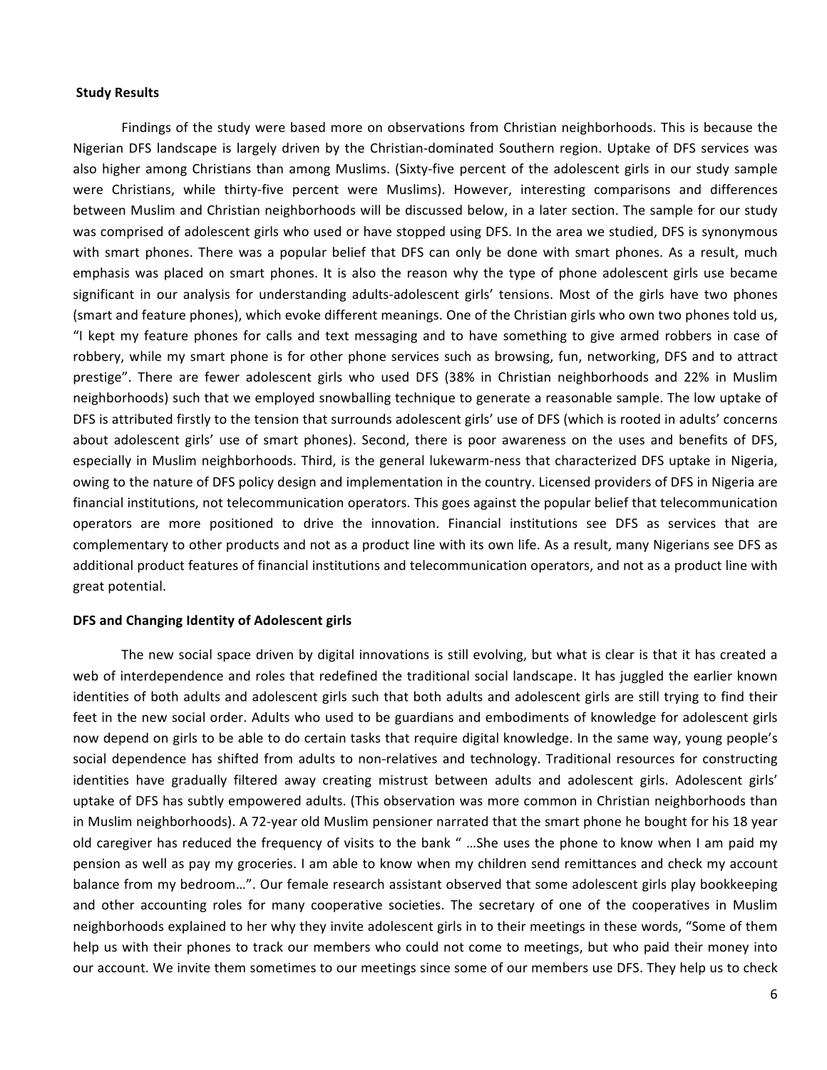## Study Results

Findings of the study were based more on observations from Christian neighborhoods. This is because the Nigerian DFS landscape is largely driven by the Christian-dominated Southern region. Uptake of DFS services was also higher among Christians than among Muslims. (Sixty-five percent of the adolescent girls in our study sample were Christians, while thirty-five percent were Muslims). However, interesting comparisons and differences between Muslim and Christian neighborhoods will be discussed below, in a later section. The sample for our study was comprised of adolescent girls who used or have stopped using DFS. In the area we studied, DFS is synonymous with smart phones. There was a popular belief that DFS can only be done with smart phones. As a result, much emphasis was placed on smart phones. It is also the reason why the type of phone adolescent girls use became significant in our analysis for understanding adults-adolescent girls' tensions. Most of the girls have two phones (smart and feature phones), which evoke different meanings. One of the Christian girls who own two phones told us, "I kept my feature phones for calls and text messaging and to have something to give armed robbers in case of robbery, while my smart phone is for other phone services such as browsing, fun, networking, DFS and to attract prestige". There are fewer adolescent girls who used DFS (38% in Christian neighborhoods and 22% in Muslim neighborhoods) such that we employed snowballing technique to generate a reasonable sample. The low uptake of DFS is attributed firstly to the tension that surrounds adolescent girls' use of DFS (which is rooted in adults' concerns about adolescent girls' use of smart phones). Second, there is poor awareness on the uses and benefits of DFS, especially in Muslim neighborhoods. Third, is the general lukewarm-ness that characterized DFS uptake in Nigeria, owing to the nature of DFS policy design and implementation in the country. Licensed providers of DFS in Nigeria are financial institutions, not telecommunication operators. This goes against the popular belief that telecommunication operators are more positioned to drive the innovation. Financial institutions see DFS as services that are complementary to other products and not as a product line with its own life. As a result, many Nigerians see DFS as additional product features of financial institutions and telecommunication operators, and not as a product line with great potential.

### DFS and Changing Identity of Adolescent girls

The new social space driven by digital innovations is still evolving, but what is clear is that it has created a web of interdependence and roles that redefined the traditional social landscape. It has juggled the earlier known identities of both adults and adolescent girls such that both adults and adolescent girls are still trying to find their feet in the new social order. Adults who used to be guardians and embodiments of knowledge for adolescent girls now depend on girls to be able to do certain tasks that require digital knowledge. In the same way, young people's social dependence has shifted from adults to non-relatives and technology. Traditional resources for constructing identities have gradually filtered away creating mistrust between adults and adolescent girls. Adolescent girls' uptake of DFS has subtly empowered adults. (This observation was more common in Christian neighborhoods than in Muslim neighborhoods). A 72-year old Muslim pensioner narrated that the smart phone he bought for his 18 year old caregiver has reduced the frequency of visits to the bank " …She uses the phone to know when I am paid my pension as well as pay my groceries. I am able to know when my children send remittances and check my account balance from my bedroom…". Our female research assistant observed that some adolescent girls play bookkeeping and other accounting roles for many cooperative societies. The secretary of one of the cooperatives in Muslim neighborhoods explained to her why they invite adolescent girls in to their meetings in these words, "Some of them help us with their phones to track our members who could not come to meetings, but who paid their money into our account. We invite them sometimes to our meetings since some of our members use DFS. They help us to check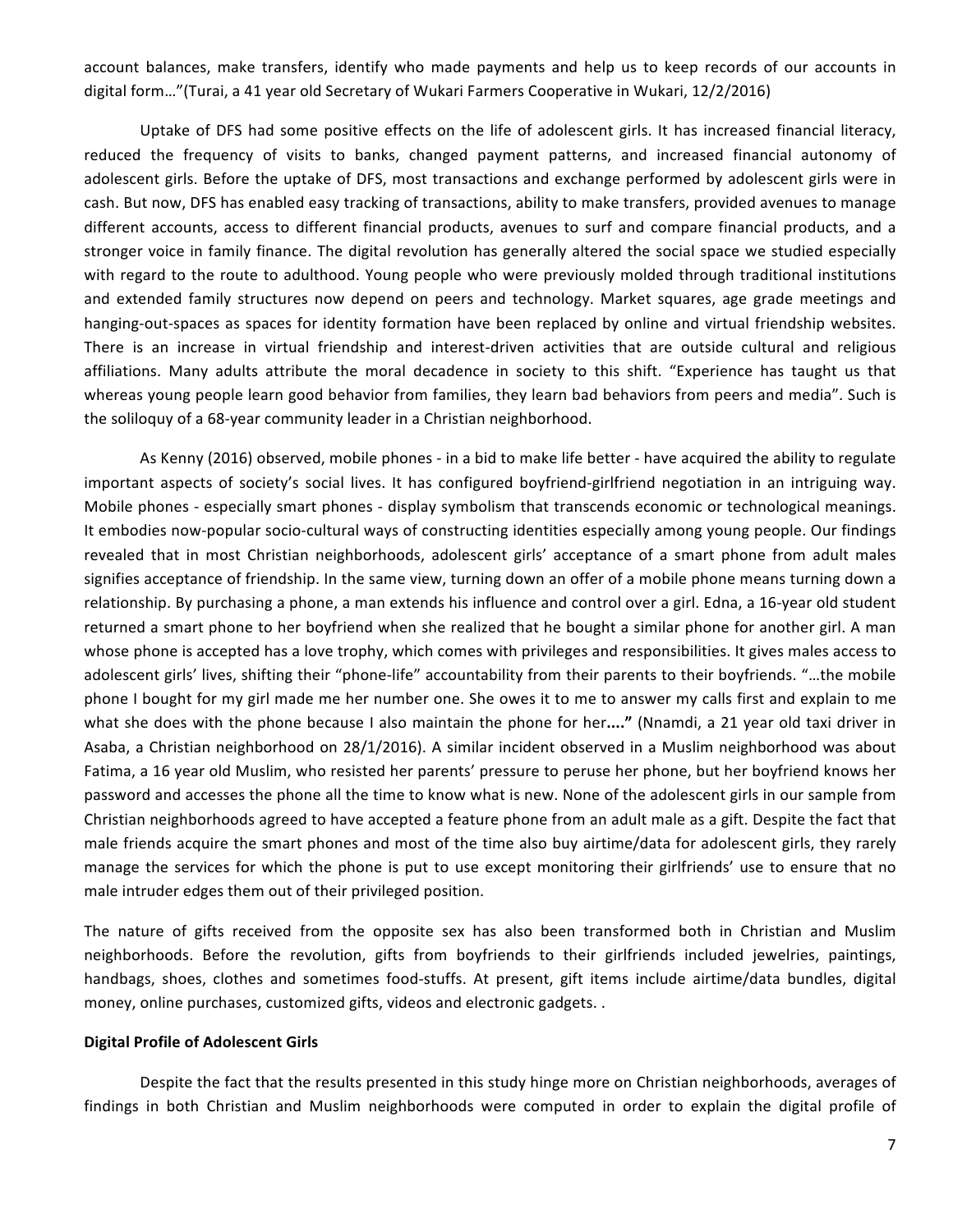account balances, make transfers, identify who made payments and help us to keep records of our accounts in digital form…"(Turai, a 41 year old Secretary of Wukari Farmers Cooperative in Wukari, 12/2/2016)

Uptake of DFS had some positive effects on the life of adolescent girls. It has increased financial literacy, reduced the frequency of visits to banks, changed payment patterns, and increased financial autonomy of adolescent girls. Before the uptake of DFS, most transactions and exchange performed by adolescent girls were in cash. But now, DFS has enabled easy tracking of transactions, ability to make transfers, provided avenues to manage different accounts, access to different financial products, avenues to surf and compare financial products, and a stronger voice in family finance. The digital revolution has generally altered the social space we studied especially with regard to the route to adulthood. Young people who were previously molded through traditional institutions and extended family structures now depend on peers and technology. Market squares, age grade meetings and hanging-out-spaces as spaces for identity formation have been replaced by online and virtual friendship websites. There is an increase in virtual friendship and interest-driven activities that are outside cultural and religious affiliations. Many adults attribute the moral decadence in society to this shift. "Experience has taught us that whereas young people learn good behavior from families, they learn bad behaviors from peers and media". Such is the soliloquy of a 68-year community leader in a Christian neighborhood.

As Kenny (2016) observed, mobile phones - in a bid to make life better - have acquired the ability to regulate important aspects of society's social lives. It has configured boyfriend-girlfriend negotiation in an intriguing way. Mobile phones - especially smart phones - display symbolism that transcends economic or technological meanings. It embodies now-popular socio-cultural ways of constructing identities especially among young people. Our findings revealed that in most Christian neighborhoods, adolescent girls' acceptance of a smart phone from adult males signifies acceptance of friendship. In the same view, turning down an offer of a mobile phone means turning down a relationship. By purchasing a phone, a man extends his influence and control over a girl. Edna, a 16-year old student returned a smart phone to her boyfriend when she realized that he bought a similar phone for another girl. A man whose phone is accepted has a love trophy, which comes with privileges and responsibilities. It gives males access to adolescent girls' lives, shifting their "phone-life" accountability from their parents to their boyfriends. "…the mobile phone I bought for my girl made me her number one. She owes it to me to answer my calls first and explain to me what she does with the phone because I also maintain the phone for her**…."** (Nnamdi, a 21 year old taxi driver in Asaba, a Christian neighborhood on 28/1/2016). A similar incident observed in a Muslim neighborhood was about Fatima, a 16 year old Muslim, who resisted her parents' pressure to peruse her phone, but her boyfriend knows her password and accesses the phone all the time to know what is new. None of the adolescent girls in our sample from Christian neighborhoods agreed to have accepted a feature phone from an adult male as a gift. Despite the fact that male friends acquire the smart phones and most of the time also buy airtime/data for adolescent girls, they rarely manage the services for which the phone is put to use except monitoring their girlfriends' use to ensure that no male intruder edges them out of their privileged position.

The nature of gifts received from the opposite sex has also been transformed both in Christian and Muslim neighborhoods. Before the revolution, gifts from boyfriends to their girlfriends included jewelries, paintings, handbags, shoes, clothes and sometimes food-stuffs. At present, gift items include airtime/data bundles, digital money, online purchases, customized gifts, videos and electronic gadgets. .

**Digital Profile of Adolescent Girls**

Despite the fact that the results presented in this study hinge more on Christian neighborhoods, averages of findings in both Christian and Muslim neighborhoods were computed in order to explain the digital profile of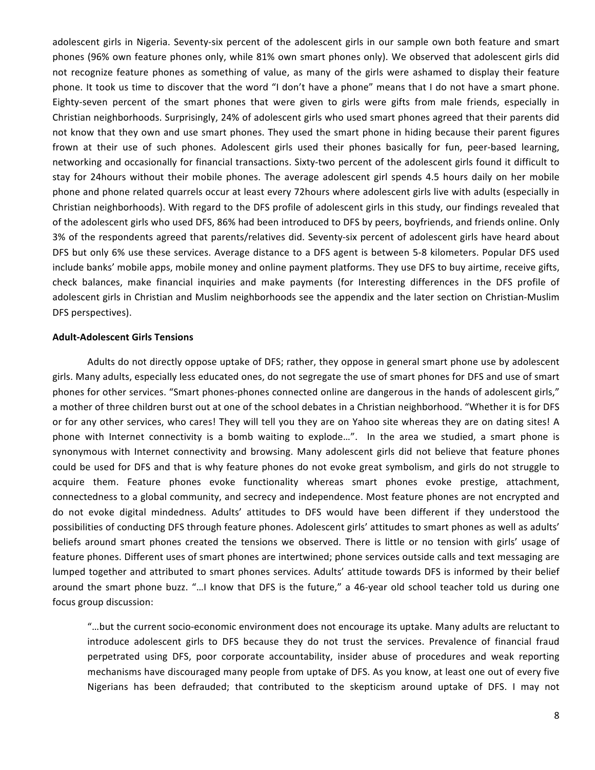adolescent girls in Nigeria. Seventy-six percent of the adolescent girls in our sample own both feature and smart phones (96% own feature phones only, while 81% own smart phones only). We observed that adolescent girls did not recognize feature phones as something of value, as many of the girls were ashamed to display their feature phone. It took us time to discover that the word "I don't have a phone" means that I do not have a smart phone. Eighty-seven percent of the smart phones that were given to girls were gifts from male friends, especially in Christian neighborhoods. Surprisingly, 24% of adolescent girls who used smart phones agreed that their parents did not know that they own and use smart phones. They used the smart phone in hiding because their parent figures frown at their use of such phones. Adolescent girls used their phones basically for fun, peer-based learning, networking and occasionally for financial transactions. Sixty-two percent of the adolescent girls found it difficult to stay for 24hours without their mobile phones. The average adolescent girl spends 4.5 hours daily on her mobile phone and phone related quarrels occur at least every 72hours where adolescent girls live with adults (especially in Christian neighborhoods). With regard to the DFS profile of adolescent girls in this study, our findings revealed that of the adolescent girls who used DFS, 86% had been introduced to DFS by peers, boyfriends, and friends online. Only 3% of the respondents agreed that parents/relatives did. Seventy-six percent of adolescent girls have heard about DFS but only 6% use these services. Average distance to a DFS agent is between 5-8 kilometers. Popular DFS used include banks' mobile apps, mobile money and online payment platforms. They use DFS to buy airtime, receive gifts, check balances, make financial inquiries and make payments (for Interesting differences in the DFS profile of adolescent girls in Christian and Muslim neighborhoods see the appendix and the later section on Christian-Muslim DFS perspectives).

**Adult-Adolescent Girls Tensions**

Adults do not directly oppose uptake of DFS; rather, they oppose in general smart phone use by adolescent girls. Many adults, especially less educated ones, do not segregate the use of smart phones for DFS and use of smart phones for other services. "Smart phones-phones connected online are dangerous in the hands of adolescent girls," a mother of three children burst out at one of the school debates in a Christian neighborhood. "Whether it is for DFS or for any other services, who cares! They will tell you they are on Yahoo site whereas they are on dating sites! A phone with Internet connectivity is a bomb waiting to explode…". In the area we studied, a smart phone is synonymous with Internet connectivity and browsing. Many adolescent girls did not believe that feature phones could be used for DFS and that is why feature phones do not evoke great symbolism, and girls do not struggle to acquire them. Feature phones evoke functionality whereas smart phones evoke prestige, attachment, connectedness to a global community, and secrecy and independence. Most feature phones are not encrypted and do not evoke digital mindedness. Adults' attitudes to DFS would have been different if they understood the possibilities of conducting DFS through feature phones. Adolescent girls' attitudes to smart phones as well as adults' beliefs around smart phones created the tensions we observed. There is little or no tension with girls' usage of feature phones. Different uses of smart phones are intertwined; phone services outside calls and text messaging are lumped together and attributed to smart phones services. Adults' attitude towards DFS is informed by their belief around the smart phone buzz. "…I know that DFS is the future," a 46-year old school teacher told us during one focus group discussion:

> "…but the current socio-economic environment does not encourage its uptake. Many adults are reluctant to introduce adolescent girls to DFS because they do not trust the services. Prevalence of financial fraud perpetrated using DFS, poor corporate accountability, insider abuse of procedures and weak reporting mechanisms have discouraged many people from uptake of DFS. As you know, at least one out of every five Nigerians has been defrauded; that contributed to the skepticism around uptake of DFS. I may not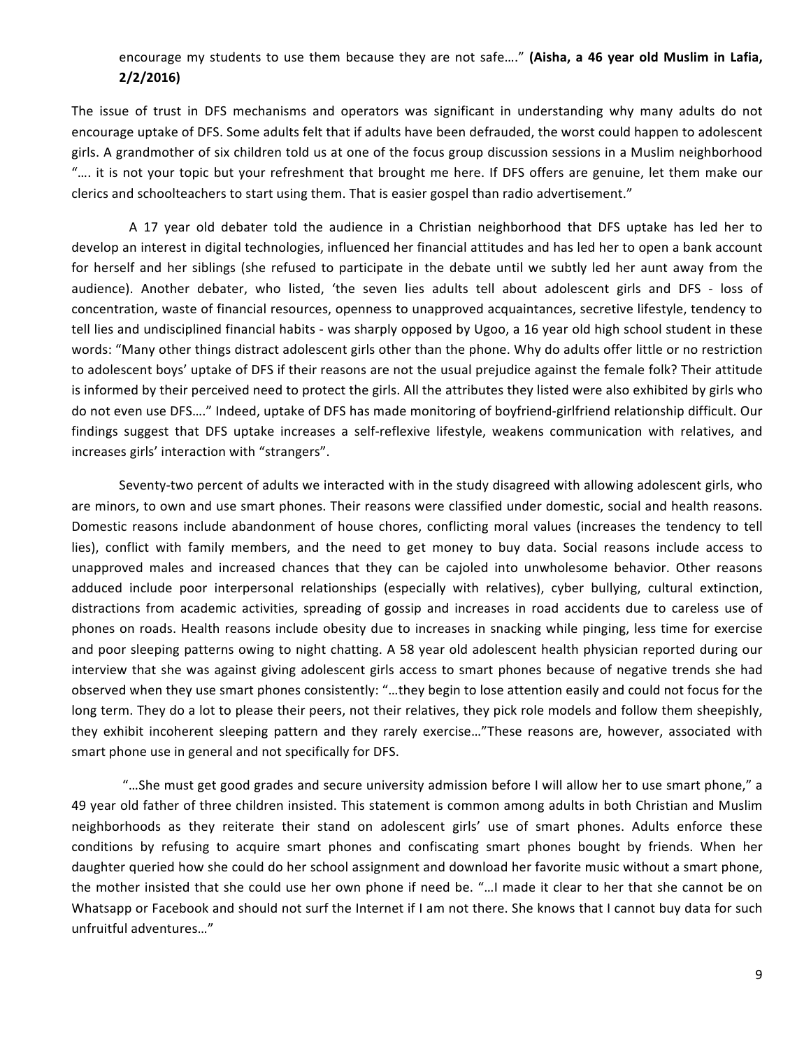encourage my students to use them because they are not safe…." **(Aisha, a 46 year old Muslim in Lafia, 2/2/2016)**

The issue of trust in DFS mechanisms and operators was significant in understanding why many adults do not encourage uptake of DFS. Some adults felt that if adults have been defrauded, the worst could happen to adolescent girls. A grandmother of six children told us at one of the focus group discussion sessions in a Muslim neighborhood "…. it is not your topic but your refreshment that brought me here. If DFS offers are genuine, let them make our clerics and schoolteachers to start using them. That is easier gospel than radio advertisement."

A 17 year old debater told the audience in a Christian neighborhood that DFS uptake has led her to develop an interest in digital technologies, influenced her financial attitudes and has led her to open a bank account for herself and her siblings (she refused to participate in the debate until we subtly led her aunt away from the audience). Another debater, who listed, 'the seven lies adults tell about adolescent girls and DFS - loss of concentration, waste of financial resources, openness to unapproved acquaintances, secretive lifestyle, tendency to tell lies and undisciplined financial habits - was sharply opposed by Ugoo, a 16 year old high school student in these words: "Many other things distract adolescent girls other than the phone. Why do adults offer little or no restriction to adolescent boys' uptake of DFS if their reasons are not the usual prejudice against the female folk? Their attitude is informed by their perceived need to protect the girls. All the attributes they listed were also exhibited by girls who do not even use DFS…." Indeed, uptake of DFS has made monitoring of boyfriend-girlfriend relationship difficult. Our findings suggest that DFS uptake increases a self-reflexive lifestyle, weakens communication with relatives, and increases girls' interaction with "strangers".

Seventy-two percent of adults we interacted with in the study disagreed with allowing adolescent girls, who are minors, to own and use smart phones. Their reasons were classified under domestic, social and health reasons. Domestic reasons include abandonment of house chores, conflicting moral values (increases the tendency to tell lies), conflict with family members, and the need to get money to buy data. Social reasons include access to unapproved males and increased chances that they can be cajoled into unwholesome behavior. Other reasons adduced include poor interpersonal relationships (especially with relatives), cyber bullying, cultural extinction, distractions from academic activities, spreading of gossip and increases in road accidents due to careless use of phones on roads. Health reasons include obesity due to increases in snacking while pinging, less time for exercise and poor sleeping patterns owing to night chatting. A 58 year old adolescent health physician reported during our interview that she was against giving adolescent girls access to smart phones because of negative trends she had observed when they use smart phones consistently: "…they begin to lose attention easily and could not focus for the long term. They do a lot to please their peers, not their relatives, they pick role models and follow them sheepishly, they exhibit incoherent sleeping pattern and they rarely exercise…"These reasons are, however, associated with smart phone use in general and not specifically for DFS.

"…She must get good grades and secure university admission before I will allow her to use smart phone," a 49 year old father of three children insisted. This statement is common among adults in both Christian and Muslim neighborhoods as they reiterate their stand on adolescent girls' use of smart phones. Adults enforce these conditions by refusing to acquire smart phones and confiscating smart phones bought by friends. When her daughter queried how she could do her school assignment and download her favorite music without a smart phone, the mother insisted that she could use her own phone if need be. "…I made it clear to her that she cannot be on Whatsapp or Facebook and should not surf the Internet if I am not there. She knows that I cannot buy data for such unfruitful adventures…"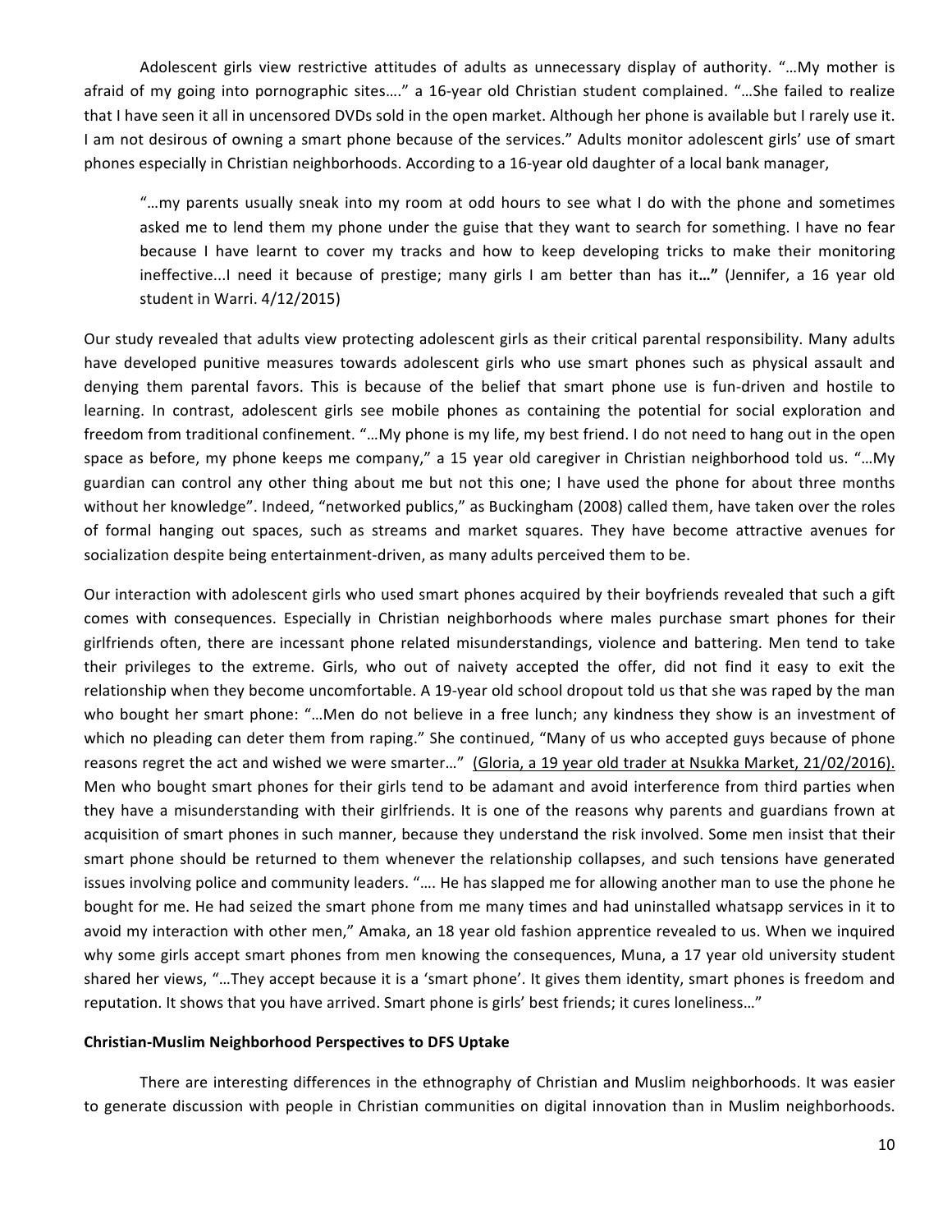Adolescent girls view restrictive attitudes of adults as unnecessary display of authority. "…My mother is afraid of my going into pornographic sites…." a 16-year old Christian student complained. "…She failed to realize that I have seen it all in uncensored DVDs sold in the open market. Although her phone is available but I rarely use it. I am not desirous of owning a smart phone because of the services." Adults monitor adolescent girls' use of smart phones especially in Christian neighborhoods. According to a 16-year old daughter of a local bank manager,

> "…my parents usually sneak into my room at odd hours to see what I do with the phone and sometimes asked me to lend them my phone under the guise that they want to search for something. I have no fear because I have learnt to cover my tracks and how to keep developing tricks to make their monitoring ineffective...I need it because of prestige; many girls I am better than has it**…"** (Jennifer, a 16 year old student in Warri. 4/12/2015)

Our study revealed that adults view protecting adolescent girls as their critical parental responsibility. Many adults have developed punitive measures towards adolescent girls who use smart phones such as physical assault and denying them parental favors. This is because of the belief that smart phone use is fun-driven and hostile to learning. In contrast, adolescent girls see mobile phones as containing the potential for social exploration and freedom from traditional confinement. "…My phone is my life, my best friend. I do not need to hang out in the open space as before, my phone keeps me company," a 15 year old caregiver in Christian neighborhood told us. "…My guardian can control any other thing about me but not this one; I have used the phone for about three months without her knowledge". Indeed, "networked publics," as Buckingham (2008) called them, have taken over the roles of formal hanging out spaces, such as streams and market squares. They have become attractive avenues for socialization despite being entertainment-driven, as many adults perceived them to be.

Our interaction with adolescent girls who used smart phones acquired by their boyfriends revealed that such a gift comes with consequences. Especially in Christian neighborhoods where males purchase smart phones for their girlfriends often, there are incessant phone related misunderstandings, violence and battering. Men tend to take their privileges to the extreme. Girls, who out of naivety accepted the offer, did not find it easy to exit the relationship when they become uncomfortable. A 19-year old school dropout told us that she was raped by the man who bought her smart phone: "…Men do not believe in a free lunch; any kindness they show is an investment of which no pleading can deter them from raping." She continued, "Many of us who accepted guys because of phone reasons regret the act and wished we were smarter…" (Gloria, a 19 year old trader at Nsukka Market, 21/02/2016). Men who bought smart phones for their girls tend to be adamant and avoid interference from third parties when they have a misunderstanding with their girlfriends. It is one of the reasons why parents and guardians frown at acquisition of smart phones in such manner, because they understand the risk involved. Some men insist that their smart phone should be returned to them whenever the relationship collapses, and such tensions have generated issues involving police and community leaders. "…. He has slapped me for allowing another man to use the phone he bought for me. He had seized the smart phone from me many times and had uninstalled whatsapp services in it to avoid my interaction with other men," Amaka, an 18 year old fashion apprentice revealed to us. When we inquired why some girls accept smart phones from men knowing the consequences, Muna, a 17 year old university student shared her views, "…They accept because it is a 'smart phone'. It gives them identity, smart phones is freedom and reputation. It shows that you have arrived. Smart phone is girls' best friends; it cures loneliness…"

**Christian-Muslim Neighborhood Perspectives to DFS Uptake**

There are interesting differences in the ethnography of Christian and Muslim neighborhoods. It was easier to generate discussion with people in Christian communities on digital innovation than in Muslim neighborhoods.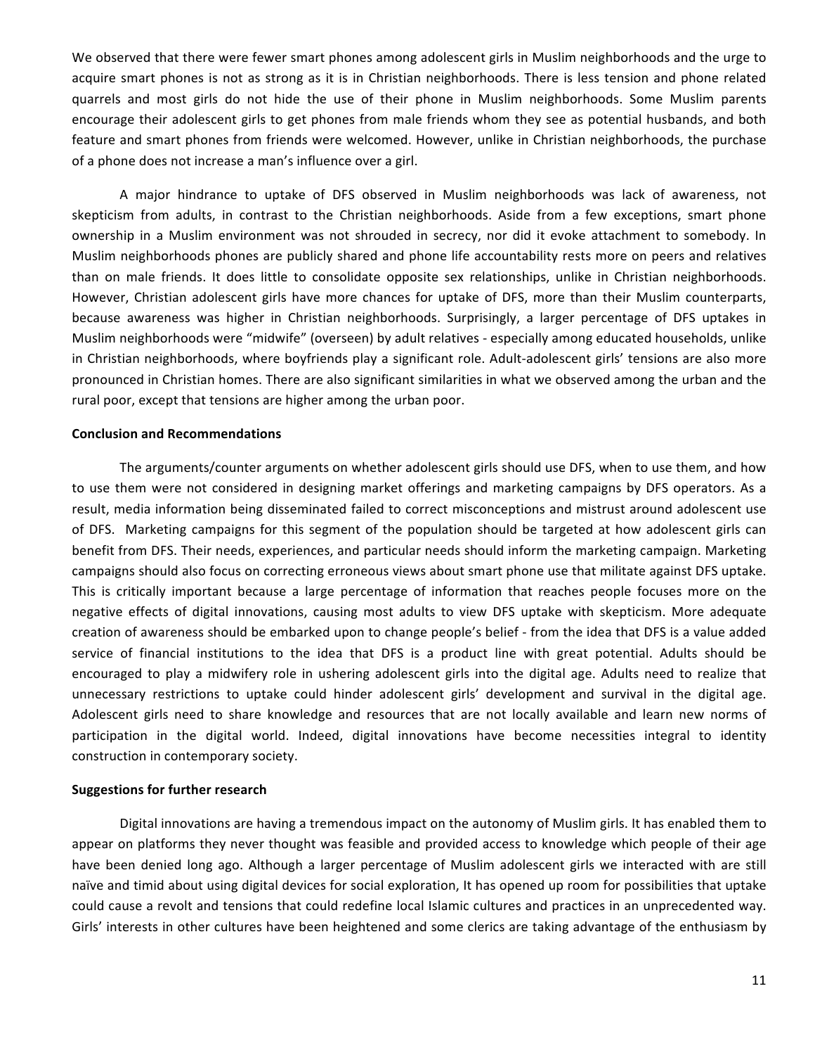We observed that there were fewer smart phones among adolescent girls in Muslim neighborhoods and the urge to acquire smart phones is not as strong as it is in Christian neighborhoods. There is less tension and phone related quarrels and most girls do not hide the use of their phone in Muslim neighborhoods. Some Muslim parents encourage their adolescent girls to get phones from male friends whom they see as potential husbands, and both feature and smart phones from friends were welcomed. However, unlike in Christian neighborhoods, the purchase of a phone does not increase a man's influence over a girl.

A major hindrance to uptake of DFS observed in Muslim neighborhoods was lack of awareness, not skepticism from adults, in contrast to the Christian neighborhoods. Aside from a few exceptions, smart phone ownership in a Muslim environment was not shrouded in secrecy, nor did it evoke attachment to somebody. In Muslim neighborhoods phones are publicly shared and phone life accountability rests more on peers and relatives than on male friends. It does little to consolidate opposite sex relationships, unlike in Christian neighborhoods. However, Christian adolescent girls have more chances for uptake of DFS, more than their Muslim counterparts, because awareness was higher in Christian neighborhoods. Surprisingly, a larger percentage of DFS uptakes in Muslim neighborhoods were "midwife" (overseen) by adult relatives - especially among educated households, unlike in Christian neighborhoods, where boyfriends play a significant role. Adult-adolescent girls' tensions are also more pronounced in Christian homes. There are also significant similarities in what we observed among the urban and the rural poor, except that tensions are higher among the urban poor.

**Conclusion and Recommendations**

The arguments/counter arguments on whether adolescent girls should use DFS, when to use them, and how to use them were not considered in designing market offerings and marketing campaigns by DFS operators. As a result, media information being disseminated failed to correct misconceptions and mistrust around adolescent use of DFS. Marketing campaigns for this segment of the population should be targeted at how adolescent girls can benefit from DFS. Their needs, experiences, and particular needs should inform the marketing campaign. Marketing campaigns should also focus on correcting erroneous views about smart phone use that militate against DFS uptake. This is critically important because a large percentage of information that reaches people focuses more on the negative effects of digital innovations, causing most adults to view DFS uptake with skepticism. More adequate creation of awareness should be embarked upon to change people's belief - from the idea that DFS is a value added service of financial institutions to the idea that DFS is a product line with great potential. Adults should be encouraged to play a midwifery role in ushering adolescent girls into the digital age. Adults need to realize that unnecessary restrictions to uptake could hinder adolescent girls' development and survival in the digital age. Adolescent girls need to share knowledge and resources that are not locally available and learn new norms of participation in the digital world. Indeed, digital innovations have become necessities integral to identity construction in contemporary society.

**Suggestions for further research**

Digital innovations are having a tremendous impact on the autonomy of Muslim girls. It has enabled them to appear on platforms they never thought was feasible and provided access to knowledge which people of their age have been denied long ago. Although a larger percentage of Muslim adolescent girls we interacted with are still naïve and timid about using digital devices for social exploration, It has opened up room for possibilities that uptake could cause a revolt and tensions that could redefine local Islamic cultures and practices in an unprecedented way. Girls' interests in other cultures have been heightened and some clerics are taking advantage of the enthusiasm by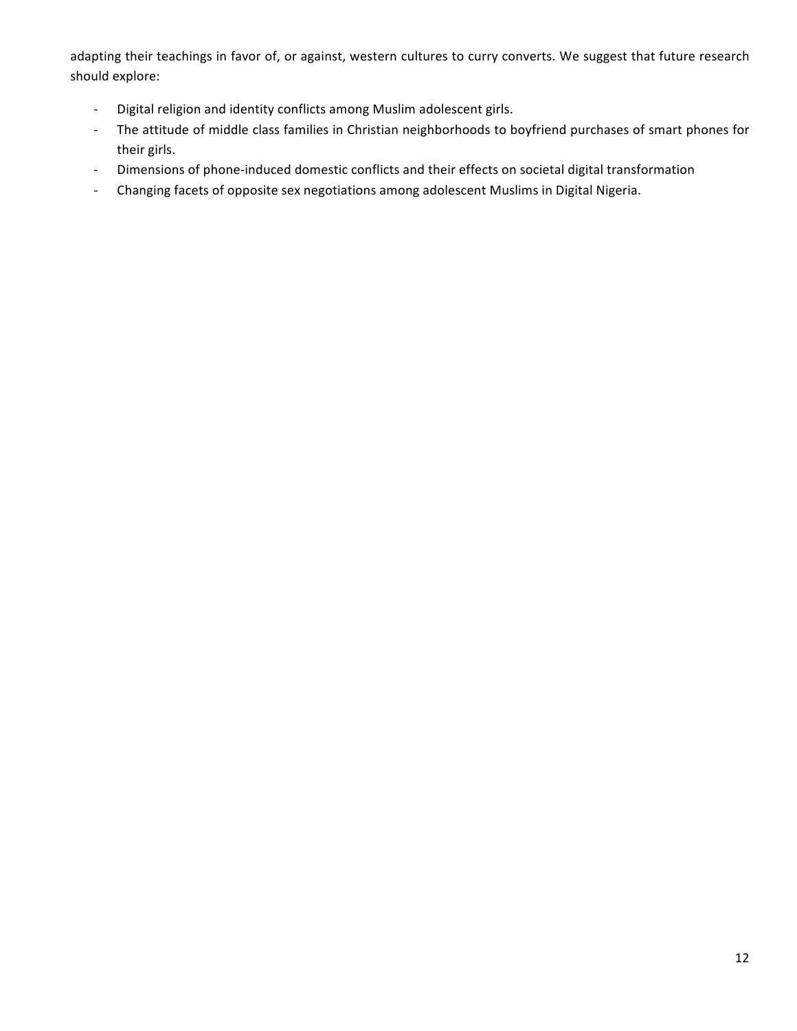adapting their teachings in favor of, or against, western cultures to curry converts. We suggest that future research should explore:

- Digital religion and identity conflicts among Muslim adolescent girls.
- The attitude of middle class families in Christian neighborhoods to boyfriend purchases of smart phones for their girls.
- Dimensions of phone-induced domestic conflicts and their effects on societal digital transformation
- Changing facets of opposite sex negotiations among adolescent Muslims in Digital Nigeria.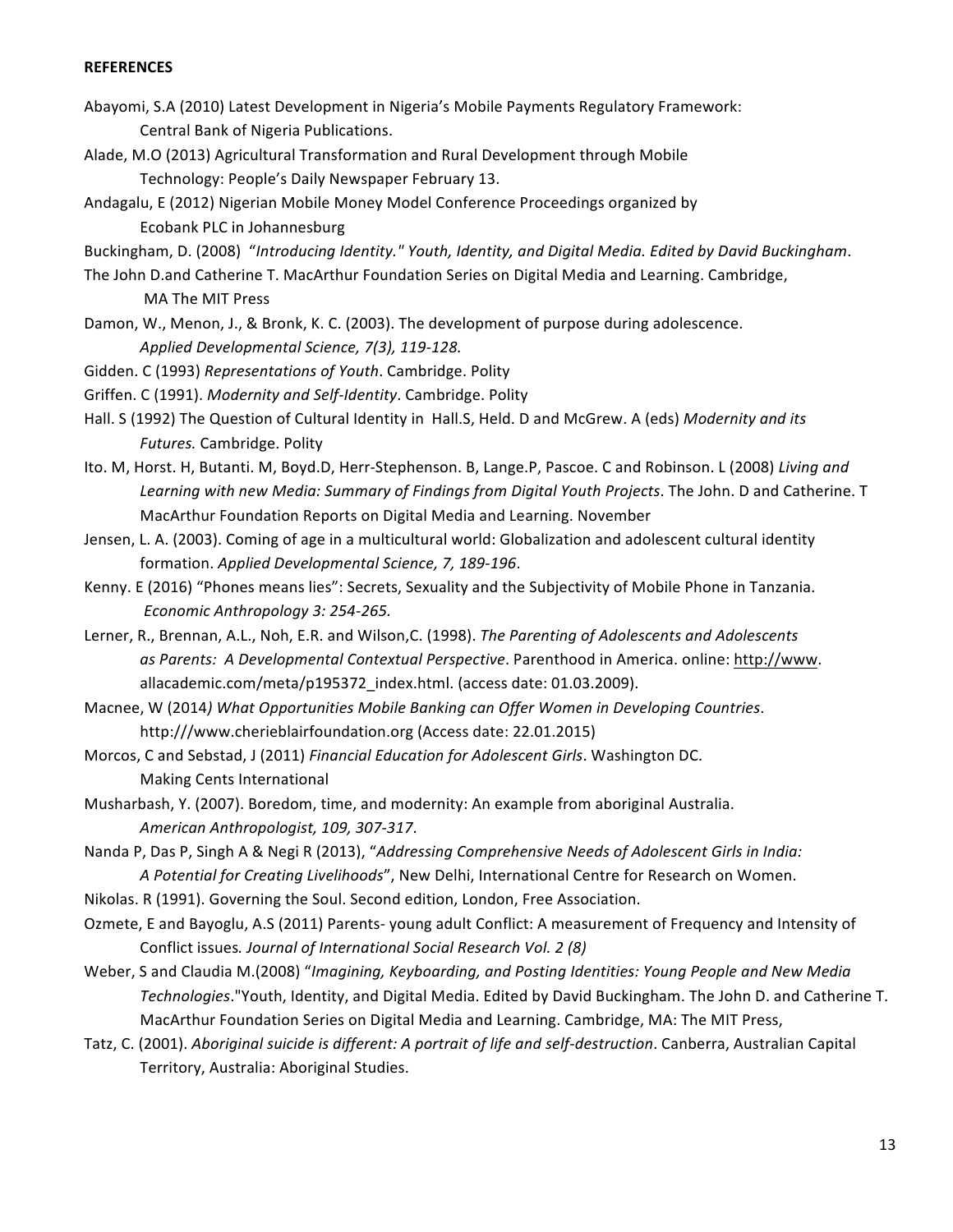**REFERENCES**

Abayomi, S.A (2010) Latest Development in Nigeria's Mobile Payments Regulatory Framework: Central Bank of Nigeria Publications.

Alade, M.O (2013) Agricultural Transformation and Rural Development through Mobile Technology: People's Daily Newspaper February 13.

Andagalu, E (2012) Nigerian Mobile Money Model Conference Proceedings organized by Ecobank PLC in Johannesburg

Buckingham, D. (2008) "*Introducing Identity." Youth, Identity, and Digital Media. Edited by David Buckingham*. The John D.and Catherine T. MacArthur Foundation Series on Digital Media and Learning. Cambridge, MA The MIT Press

Damon, W., Menon, J., & Bronk, K. C. (2003). The development of purpose during adolescence. *Applied Developmental Science, 7(3), 119-128.*

Gidden. C (1993) *Representations of Youth*. Cambridge. Polity

Griffen. C (1991). *Modernity and Self-Identity*. Cambridge. Polity

Hall. S (1992) The Question of Cultural Identity in Hall.S, Held. D and McGrew. A (eds) *Modernity and its Futures.* Cambridge. Polity

Ito. M, Horst. H, Butanti. M, Boyd.D, Herr-Stephenson. B, Lange.P, Pascoe. C and Robinson. L (2008) *Living and Learning with new Media: Summary of Findings from Digital Youth Projects*. The John. D and Catherine. T MacArthur Foundation Reports on Digital Media and Learning. November

Jensen, L. A. (2003). Coming of age in a multicultural world: Globalization and adolescent cultural identity formation. *Applied Developmental Science, 7, 189-196*.

Kenny. E (2016) "Phones means lies": Secrets, Sexuality and the Subjectivity of Mobile Phone in Tanzania. *Economic Anthropology 3: 254-265.*

Lerner, R., Brennan, A.L., Noh, E.R. and Wilson,C. (1998). *The Parenting of Adolescents and Adolescents as Parents: A Developmental Contextual Perspective*. Parenthood in America. online: http://www. allacademic.com/meta/p195372_index.html. (access date: 01.03.2009).

Macnee, W (2014*) What Opportunities Mobile Banking can Offer Women in Developing Countries*. http:///www.cherieblairfoundation.org (Access date: 22.01.2015)

Morcos, C and Sebstad, J (2011) *Financial Education for Adolescent Girls*. Washington DC. Making Cents International

Musharbash, Y. (2007). Boredom, time, and modernity: An example from aboriginal Australia. *American Anthropologist, 109, 307-317*.

Nanda P, Das P, Singh A & Negi R (2013), "*Addressing Comprehensive Needs of Adolescent Girls in India: A Potential for Creating Livelihoods*", New Delhi, International Centre for Research on Women.

Nikolas. R (1991). Governing the Soul. Second edition, London, Free Association.

Ozmete, E and Bayoglu, A.S (2011) Parents- young adult Conflict: A measurement of Frequency and Intensity of Conflict issues*. Journal of International Social Research Vol. 2 (8)*

Weber, S and Claudia M.(2008) "*Imagining, Keyboarding, and Posting Identities: Young People and New Media Technologies*."Youth, Identity, and Digital Media. Edited by David Buckingham. The John D. and Catherine T. MacArthur Foundation Series on Digital Media and Learning. Cambridge, MA: The MIT Press,

Tatz, C. (2001). *Aboriginal suicide is different: A portrait of life and self-destruction*. Canberra, Australian Capital Territory, Australia: Aboriginal Studies.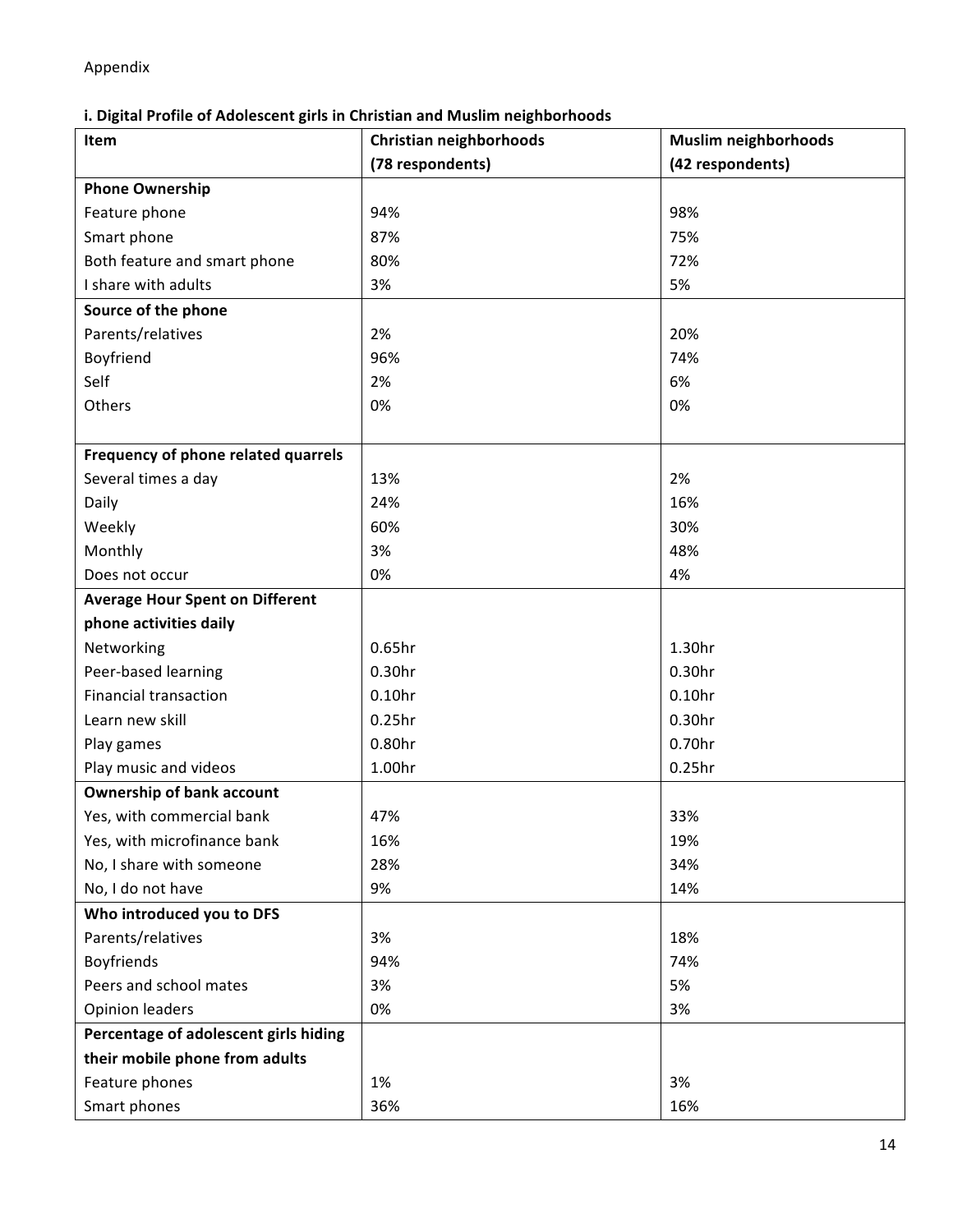Appendix

**i. Digital Profile of Adolescent girls in Christian and Muslim neighborhoods**

| Item | Christian neighborhoods (78 respondents) | Muslim neighborhoods (42 respondents) |
|---|---|---|
| **Phone Ownership** | | |
| Feature phone | 94% | 98% |
| Smart phone | 87% | 75% |
| Both feature and smart phone | 80% | 72% |
| I share with adults | 3% | 5% |
| **Source of the phone** | | |
| Parents/relatives | 2% | 20% |
| Boyfriend | 96% | 74% |
| Self | 2% | 6% |
| Others | 0% | 0% |
| **Frequency of phone related quarrels** | | |
| Several times a day | 13% | 2% |
| Daily | 24% | 16% |
| Weekly | 60% | 30% |
| Monthly | 3% | 48% |
| Does not occur | 0% | 4% |
| **Average Hour Spent on Different phone activities daily** | | |
| Networking | 0.65hr | 1.30hr |
| Peer-based learning | 0.30hr | 0.30hr |
| Financial transaction | 0.10hr | 0.10hr |
| Learn new skill | 0.25hr | 0.30hr |
| Play games | 0.80hr | 0.70hr |
| Play music and videos | 1.00hr | 0.25hr |
| **Ownership of bank account** | | |
| Yes, with commercial bank | 47% | 33% |
| Yes, with microfinance bank | 16% | 19% |
| No, I share with someone | 28% | 34% |
| No, I do not have | 9% | 14% |
| **Who introduced you to DFS** | | |
| Parents/relatives | 3% | 18% |
| Boyfriends | 94% | 74% |
| Peers and school mates | 3% | 5% |
| Opinion leaders | 0% | 3% |
| **Percentage of adolescent girls hiding their mobile phone from adults** | | |
| Feature phones | 1% | 3% |
| Smart phones | 36% | 16% |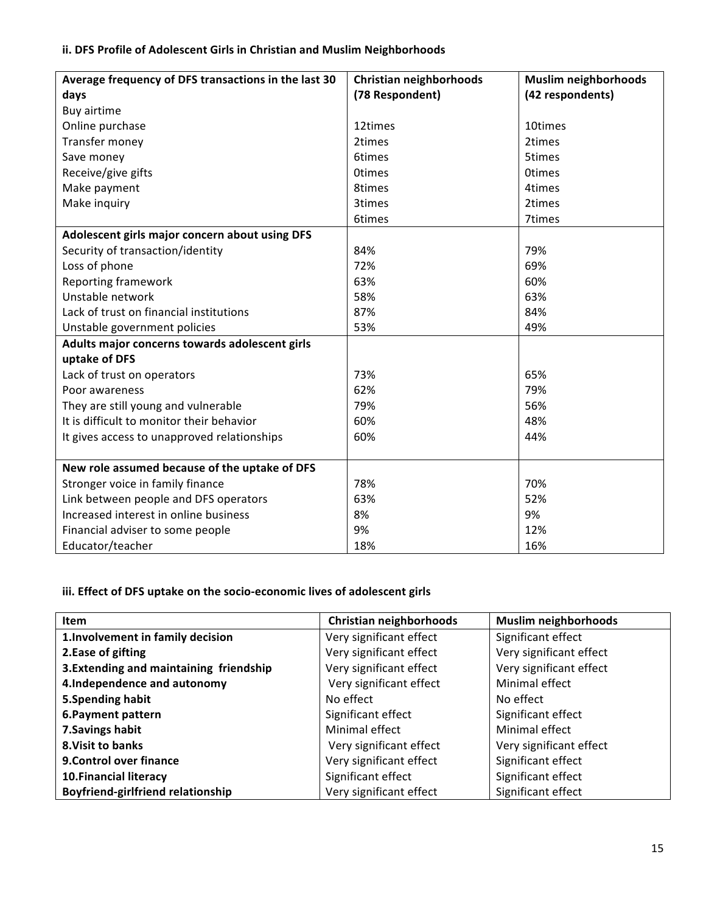**ii. DFS Profile of Adolescent Girls in Christian and Muslim Neighborhoods**

| Average frequency of DFS transactions in the last 30 days | Christian neighborhoods (78 Respondent) | Muslim neighborhoods (42 respondents) |
|---|---|---|
| Buy airtime | | |
| Online purchase | 12times | 10times |
| Transfer money | 2times | 2times |
| Save money | 6times | 5times |
| Receive/give gifts | 0times | 0times |
| Make payment | 8times | 4times |
| Make inquiry | 3times | 2times |
| | 6times | 7times |
| **Adolescent girls major concern about using DFS** | | |
| Security of transaction/identity | 84% | 79% |
| Loss of phone | 72% | 69% |
| Reporting framework | 63% | 60% |
| Unstable network | 58% | 63% |
| Lack of trust on financial institutions | 87% | 84% |
| Unstable government policies | 53% | 49% |
| **Adults major concerns towards adolescent girls uptake of DFS** | | |
| Lack of trust on operators | 73% | 65% |
| Poor awareness | 62% | 79% |
| They are still young and vulnerable | 79% | 56% |
| It is difficult to monitor their behavior | 60% | 48% |
| It gives access to unapproved relationships | 60% | 44% |
| **New role assumed because of the uptake of DFS** | | |
| Stronger voice in family finance | 78% | 70% |
| Link between people and DFS operators | 63% | 52% |
| Increased interest in online business | 8% | 9% |
| Financial adviser to some people | 9% | 12% |
| Educator/teacher | 18% | 16% |

**iii. Effect of DFS uptake on the socio-economic lives of adolescent girls**

| Item | Christian neighborhoods | Muslim neighborhoods |
|---|---|---|
| **1.Involvement in family decision** | Very significant effect | Significant effect |
| **2.Ease of gifting** | Very significant effect | Very significant effect |
| **3.Extending and maintaining friendship** | Very significant effect | Very significant effect |
| **4.Independence and autonomy** | Very significant effect | Minimal effect |
| **5.Spending habit** | No effect | No effect |
| **6.Payment pattern** | Significant effect | Significant effect |
| **7.Savings habit** | Minimal effect | Minimal effect |
| **8.Visit to banks** | Very significant effect | Very significant effect |
| **9.Control over finance** | Very significant effect | Significant effect |
| **10.Financial literacy** | Significant effect | Significant effect |
| **Boyfriend-girlfriend relationship** | Very significant effect | Significant effect |